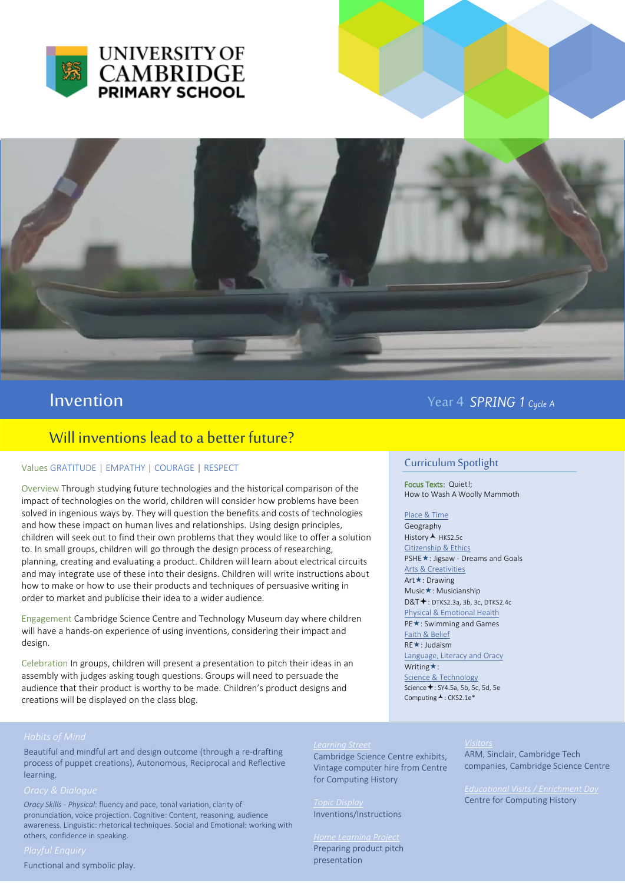UNIVERSITY OF CAMBRIDGE PRIMARY SCHOOL

# Invention

Year 4 *SPRING 1* *Cycle A*

## Will inventions lead to a better future?

Values GRATITUDE | EMPATHY | COURAGE | RESPECT

**Overview** Through studying future technologies and the historical comparison of the impact of technologies on the world, children will consider how problems have been solved in ingenious ways by. They will question the benefits and costs of technologies and how these impact on human lives and relationships. Using design principles, children will seek out to find their own problems that they would like to offer a solution to. In small groups, children will go through the design process of researching, planning, creating and evaluating a product. Children will learn about electrical circuits and may integrate use of these into their designs. Children will write instructions about how to make or how to use their products and techniques of persuasive writing in order to market and publicise their idea to a wider audience.

**Engagement** Cambridge Science Centre and Technology Museum day where children will have a hands-on experience of using inventions, considering their impact and design.

**Celebration** In groups, children will present a presentation to pitch their ideas in an assembly with judges asking tough questions. Groups will need to persuade the audience that their product is worthy to be made. Children's product designs and creations will be displayed on the class blog.

### Curriculum Spotlight

**Focus Texts:** Quiet!; How to Wash A Woolly Mammoth

Place & Time
- Geography
- History⅄ HKS2.5c

Citizenship & Ethics
- PSHE★: Jigsaw - Dreams and Goals

Arts & Creativities
- Art★: Drawing
- Music★: Musicianship
- D&T✦: DTKS2.3a, 3b, 3c, DTKS2.4c

Physical & Emotional Health
- PE★: Swimming and Games

Faith & Belief
- RE★: Judaism

Language, Literacy and Oracy
- Writing★:

Science & Technology
- Science✦: SY4.5a, 5b, 5c, 5d, 5e
- Computing⅄: CKS2.1e*

### Habits of Mind

Beautiful and mindful art and design outcome (through a re-drafting process of puppet creations), Autonomous, Reciprocal and Reflective learning.

### Oracy & Dialogue

*Oracy Skills - Physical*: fluency and pace, tonal variation, clarity of pronunciation, voice projection. Cognitive: Content, reasoning, audience awareness. Linguistic: rhetorical techniques. Social and Emotional: working with others, confidence in speaking.

### Playful Enquiry

Functional and symbolic play.

### Learning Street

Cambridge Science Centre exhibits, Vintage computer hire from Centre for Computing History

### Topic Display

Inventions/Instructions

### Home Learning Project

Preparing product pitch presentation

### Visitors

ARM, Sinclair, Cambridge Tech companies, Cambridge Science Centre

### Educational Visits / Enrichment Day

Centre for Computing History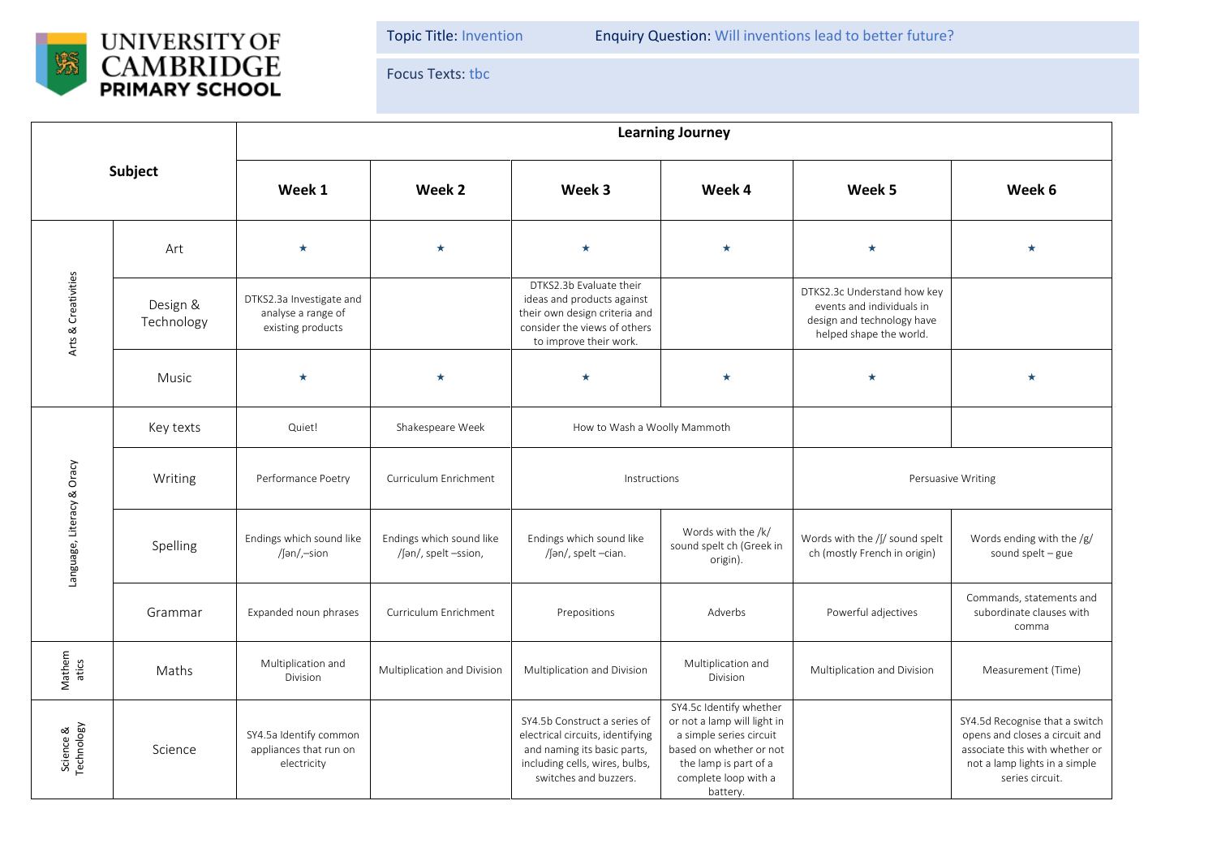UNIVERSITY OF CAMBRIDGE PRIMARY SCHOOL

Topic Title: Invention

Enquiry Question: Will inventions lead to better future?

Focus Texts: tbc

| Subject | | Learning Journey | | | | | |
|---|---|---|---|---|---|---|---|
| | | Week 1 | Week 2 | Week 3 | Week 4 | Week 5 | Week 6 |
| Arts & Creativities | Art | ★ | ★ | ★ | ★ | ★ | ★ |
| | Design & Technology | DTKS2.3a Investigate and analyse a range of existing products | | DTKS2.3b Evaluate their ideas and products against their own design criteria and consider the views of others to improve their work. | | DTKS2.3c Understand how key events and individuals in design and technology have helped shape the world. | |
| | Music | ★ | ★ | ★ | ★ | ★ | ★ |
| Language, Literacy & Oracy | Key texts | Quiet! | Shakespeare Week | How to Wash a Woolly Mammoth | | | |
| | Writing | Performance Poetry | Curriculum Enrichment | Instructions | | Persuasive Writing | |
| | Spelling | Endings which sound like /ʃən/,–sion | Endings which sound like /ʃən/, spelt –ssion, | Endings which sound like /ʃən/, spelt –cian. | Words with the /k/ sound spelt ch (Greek in origin). | Words with the /ʃ/ sound spelt ch (mostly French in origin) | Words ending with the /g/ sound spelt – gue |
| | Grammar | Expanded noun phrases | Curriculum Enrichment | Prepositions | Adverbs | Powerful adjectives | Commands, statements and subordinate clauses with comma |
| Mathematics | Maths | Multiplication and Division | Multiplication and Division | Multiplication and Division | Multiplication and Division | Multiplication and Division | Measurement (Time) |
| Science & Technology | Science | SY4.5a Identify common appliances that run on electricity | | SY4.5b Construct a series of electrical circuits, identifying and naming its basic parts, including cells, wires, bulbs, switches and buzzers. | SY4.5c Identify whether or not a lamp will light in a simple series circuit based on whether or not the lamp is part of a complete loop with a battery. | | SY4.5d Recognise that a switch opens and closes a circuit and associate this with whether or not a lamp lights in a simple series circuit. |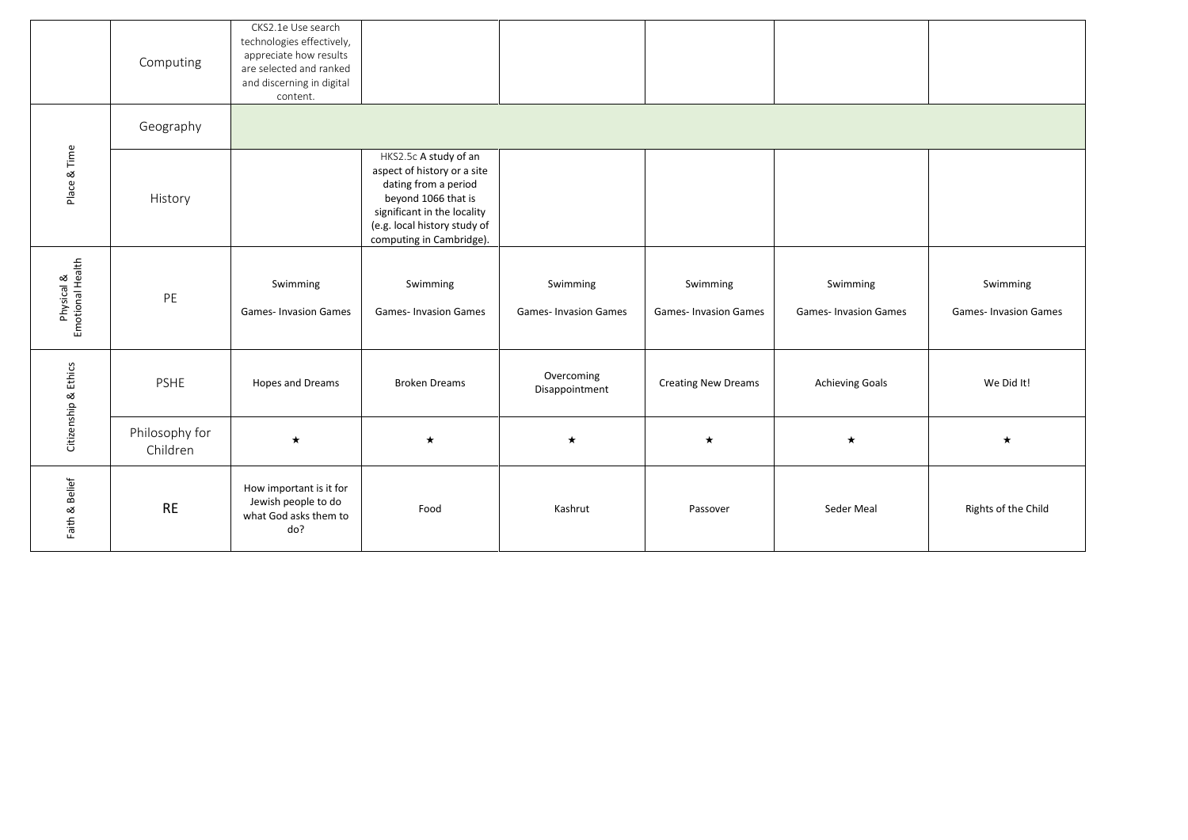| | | | | | | | |
|---|---|---|---|---|---|---|---|
| | Computing | CKS2.1e Use search technologies effectively, appreciate how results are selected and ranked and discerning in digital content. | | | | | |
| Place & Time | Geography | | | | | | |
| | History | | HKS2.5c A study of an aspect of history or a site dating from a period beyond 1066 that is significant in the locality (e.g. local history study of computing in Cambridge). | | | | |
| Physical & Emotional Health | PE | Swimming<br>Games- Invasion Games | Swimming<br>Games- Invasion Games | Swimming<br>Games- Invasion Games | Swimming<br>Games- Invasion Games | Swimming<br>Games- Invasion Games | Swimming<br>Games- Invasion Games |
| Citizenship & Ethics | PSHE | Hopes and Dreams | Broken Dreams | Overcoming Disappointment | Creating New Dreams | Achieving Goals | We Did It! |
| | Philosophy for Children | ★ | ★ | ★ | ★ | ★ | ★ |
| Faith & Belief | RE | How important is it for Jewish people to do what God asks them to do? | Food | Kashrut | Passover | Seder Meal | Rights of the Child |